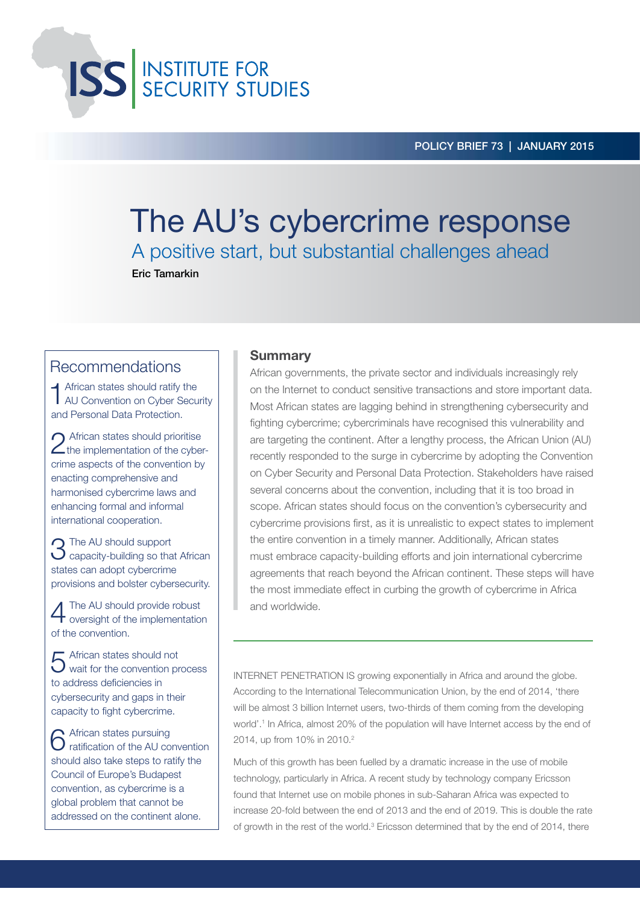INSTITUTE FOR SECURITY STUDIES

POLICY BRIEF 73 | JANUARY 2015

# The AU's cybercrime response

## A positive start, but substantial challenges ahead

**Eric Tamarkin**

## Recommendations

1. African states should ratify the AU Convention on Cyber Security and Personal Data Protection.
2. African states should prioritise the implementation of the cyber-crime aspects of the convention by enacting comprehensive and harmonised cybercrime laws and enhancing formal and informal international cooperation.
3. The AU should support capacity-building so that African states can adopt cybercrime provisions and bolster cybersecurity.
4. The AU should provide robust oversight of the implementation of the convention.
5. African states should not wait for the convention process to address deficiencies in cybersecurity and gaps in their capacity to fight cybercrime.
6. African states pursuing ratification of the AU convention should also take steps to ratify the Council of Europe's Budapest convention, as cybercrime is a global problem that cannot be addressed on the continent alone.

## Summary

African governments, the private sector and individuals increasingly rely on the Internet to conduct sensitive transactions and store important data. Most African states are lagging behind in strengthening cybersecurity and fighting cybercrime; cybercriminals have recognised this vulnerability and are targeting the continent. After a lengthy process, the African Union (AU) recently responded to the surge in cybercrime by adopting the Convention on Cyber Security and Personal Data Protection. Stakeholders have raised several concerns about the convention, including that it is too broad in scope. African states should focus on the convention's cybersecurity and cybercrime provisions first, as it is unrealistic to expect states to implement the entire convention in a timely manner. Additionally, African states must embrace capacity-building efforts and join international cybercrime agreements that reach beyond the African continent. These steps will have the most immediate effect in curbing the growth of cybercrime in Africa and worldwide.

INTERNET PENETRATION IS growing exponentially in Africa and around the globe. According to the International Telecommunication Union, by the end of 2014, 'there will be almost 3 billion Internet users, two-thirds of them coming from the developing world'.[1] In Africa, almost 20% of the population will have Internet access by the end of 2014, up from 10% in 2010.[2]

Much of this growth has been fuelled by a dramatic increase in the use of mobile technology, particularly in Africa. A recent study by technology company Ericsson found that Internet use on mobile phones in sub-Saharan Africa was expected to increase 20-fold between the end of 2013 and the end of 2019. This is double the rate of growth in the rest of the world.[3] Ericsson determined that by the end of 2014, there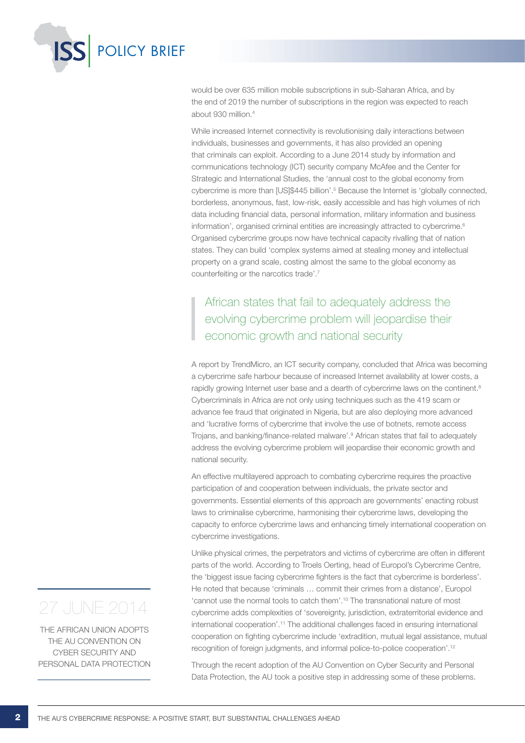would be over 635 million mobile subscriptions in sub-Saharan Africa, and by the end of 2019 the number of subscriptions in the region was expected to reach about 930 million.[4]

While increased Internet connectivity is revolutionising daily interactions between individuals, businesses and governments, it has also provided an opening that criminals can exploit. According to a June 2014 study by information and communications technology (ICT) security company McAfee and the Center for Strategic and International Studies, the 'annual cost to the global economy from cybercrime is more than [US]$445 billion'.[5] Because the Internet is 'globally connected, borderless, anonymous, fast, low-risk, easily accessible and has high volumes of rich data including financial data, personal information, military information and business information', organised criminal entities are increasingly attracted to cybercrime.[6] Organised cybercrime groups now have technical capacity rivalling that of nation states. They can build 'complex systems aimed at stealing money and intellectual property on a grand scale, costing almost the same to the global economy as counterfeiting or the narcotics trade'.[7]

> African states that fail to adequately address the evolving cybercrime problem will jeopardise their economic growth and national security

A report by TrendMicro, an ICT security company, concluded that Africa was becoming a cybercrime safe harbour because of increased Internet availability at lower costs, a rapidly growing Internet user base and a dearth of cybercrime laws on the continent.[8] Cybercriminals in Africa are not only using techniques such as the 419 scam or advance fee fraud that originated in Nigeria, but are also deploying more advanced and 'lucrative forms of cybercrime that involve the use of botnets, remote access Trojans, and banking/finance-related malware'.[9] African states that fail to adequately address the evolving cybercrime problem will jeopardise their economic growth and national security.

An effective multilayered approach to combating cybercrime requires the proactive participation of and cooperation between individuals, the private sector and governments. Essential elements of this approach are governments' enacting robust laws to criminalise cybercrime, harmonising their cybercrime laws, developing the capacity to enforce cybercrime laws and enhancing timely international cooperation on cybercrime investigations.

Unlike physical crimes, the perpetrators and victims of cybercrime are often in different parts of the world. According to Troels Oerting, head of Europol's Cybercrime Centre, the 'biggest issue facing cybercrime fighters is the fact that cybercrime is borderless'. He noted that because 'criminals … commit their crimes from a distance', Europol 'cannot use the normal tools to catch them'.[10] The transnational nature of most cybercrime adds complexities of 'sovereignty, jurisdiction, extraterritorial evidence and international cooperation'.[11] The additional challenges faced in ensuring international cooperation on fighting cybercrime include 'extradition, mutual legal assistance, mutual recognition of foreign judgments, and informal police-to-police cooperation'.[12]

Through the recent adoption of the AU Convention on Cyber Security and Personal Data Protection, the AU took a positive step in addressing some of these problems.

**27 JUNE 2014**

THE AFRICAN UNION ADOPTS THE AU CONVENTION ON CYBER SECURITY AND PERSONAL DATA PROTECTION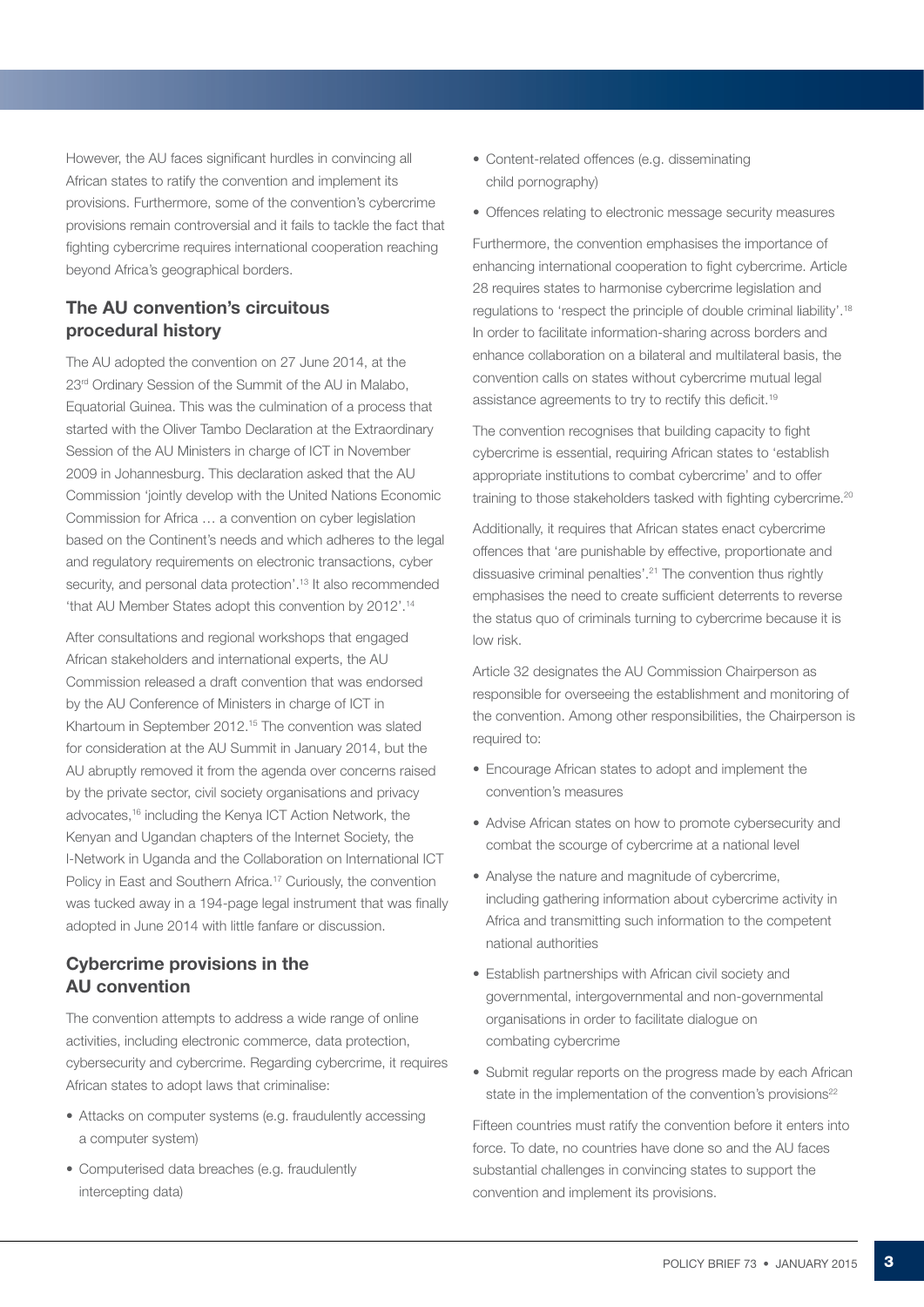However, the AU faces significant hurdles in convincing all African states to ratify the convention and implement its provisions. Furthermore, some of the convention's cybercrime provisions remain controversial and it fails to tackle the fact that fighting cybercrime requires international cooperation reaching beyond Africa's geographical borders.

## The AU convention's circuitous procedural history

The AU adopted the convention on 27 June 2014, at the 23rd Ordinary Session of the Summit of the AU in Malabo, Equatorial Guinea. This was the culmination of a process that started with the Oliver Tambo Declaration at the Extraordinary Session of the AU Ministers in charge of ICT in November 2009 in Johannesburg. This declaration asked that the AU Commission 'jointly develop with the United Nations Economic Commission for Africa … a convention on cyber legislation based on the Continent's needs and which adheres to the legal and regulatory requirements on electronic transactions, cyber security, and personal data protection'.[13] It also recommended 'that AU Member States adopt this convention by 2012'.[14]

After consultations and regional workshops that engaged African stakeholders and international experts, the AU Commission released a draft convention that was endorsed by the AU Conference of Ministers in charge of ICT in Khartoum in September 2012.[15] The convention was slated for consideration at the AU Summit in January 2014, but the AU abruptly removed it from the agenda over concerns raised by the private sector, civil society organisations and privacy advocates,[16] including the Kenya ICT Action Network, the Kenyan and Ugandan chapters of the Internet Society, the I-Network in Uganda and the Collaboration on International ICT Policy in East and Southern Africa.[17] Curiously, the convention was tucked away in a 194-page legal instrument that was finally adopted in June 2014 with little fanfare or discussion.

## Cybercrime provisions in the AU convention

The convention attempts to address a wide range of online activities, including electronic commerce, data protection, cybersecurity and cybercrime. Regarding cybercrime, it requires African states to adopt laws that criminalise:

- Attacks on computer systems (e.g. fraudulently accessing a computer system)
- Computerised data breaches (e.g. fraudulently intercepting data)
- Content-related offences (e.g. disseminating child pornography)
- Offences relating to electronic message security measures

Furthermore, the convention emphasises the importance of enhancing international cooperation to fight cybercrime. Article 28 requires states to harmonise cybercrime legislation and regulations to 'respect the principle of double criminal liability'.[18] In order to facilitate information-sharing across borders and enhance collaboration on a bilateral and multilateral basis, the convention calls on states without cybercrime mutual legal assistance agreements to try to rectify this deficit.[19]

The convention recognises that building capacity to fight cybercrime is essential, requiring African states to 'establish appropriate institutions to combat cybercrime' and to offer training to those stakeholders tasked with fighting cybercrime.[20]

Additionally, it requires that African states enact cybercrime offences that 'are punishable by effective, proportionate and dissuasive criminal penalties'.[21] The convention thus rightly emphasises the need to create sufficient deterrents to reverse the status quo of criminals turning to cybercrime because it is low risk.

Article 32 designates the AU Commission Chairperson as responsible for overseeing the establishment and monitoring of the convention. Among other responsibilities, the Chairperson is required to:

- Encourage African states to adopt and implement the convention's measures
- Advise African states on how to promote cybersecurity and combat the scourge of cybercrime at a national level
- Analyse the nature and magnitude of cybercrime, including gathering information about cybercrime activity in Africa and transmitting such information to the competent national authorities
- Establish partnerships with African civil society and governmental, intergovernmental and non-governmental organisations in order to facilitate dialogue on combating cybercrime
- Submit regular reports on the progress made by each African state in the implementation of the convention's provisions[22]

Fifteen countries must ratify the convention before it enters into force. To date, no countries have done so and the AU faces substantial challenges in convincing states to support the convention and implement its provisions.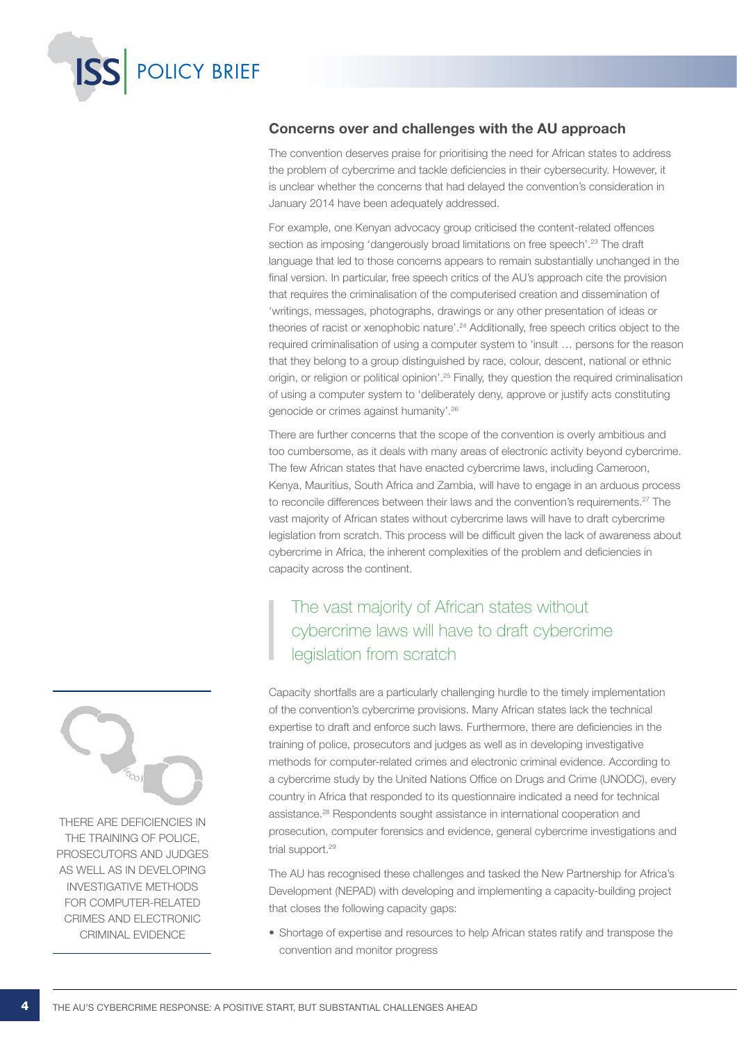## Concerns over and challenges with the AU approach

The convention deserves praise for prioritising the need for African states to address the problem of cybercrime and tackle deficiencies in their cybersecurity. However, it is unclear whether the concerns that had delayed the convention's consideration in January 2014 have been adequately addressed.

For example, one Kenyan advocacy group criticised the content-related offences section as imposing 'dangerously broad limitations on free speech'.[23] The draft language that led to those concerns appears to remain substantially unchanged in the final version. In particular, free speech critics of the AU's approach cite the provision that requires the criminalisation of the computerised creation and dissemination of 'writings, messages, photographs, drawings or any other presentation of ideas or theories of racist or xenophobic nature'.[24] Additionally, free speech critics object to the required criminalisation of using a computer system to 'insult … persons for the reason that they belong to a group distinguished by race, colour, descent, national or ethnic origin, or religion or political opinion'.[25] Finally, they question the required criminalisation of using a computer system to 'deliberately deny, approve or justify acts constituting genocide or crimes against humanity'.[26]

There are further concerns that the scope of the convention is overly ambitious and too cumbersome, as it deals with many areas of electronic activity beyond cybercrime. The few African states that have enacted cybercrime laws, including Cameroon, Kenya, Mauritius, South Africa and Zambia, will have to engage in an arduous process to reconcile differences between their laws and the convention's requirements.[27] The vast majority of African states without cybercrime laws will have to draft cybercrime legislation from scratch. This process will be difficult given the lack of awareness about cybercrime in Africa, the inherent complexities of the problem and deficiencies in capacity across the continent.

> The vast majority of African states without cybercrime laws will have to draft cybercrime legislation from scratch

Capacity shortfalls are a particularly challenging hurdle to the timely implementation of the convention's cybercrime provisions. Many African states lack the technical expertise to draft and enforce such laws. Furthermore, there are deficiencies in the training of police, prosecutors and judges as well as in developing investigative methods for computer-related crimes and electronic criminal evidence. According to a cybercrime study by the United Nations Office on Drugs and Crime (UNODC), every country in Africa that responded to its questionnaire indicated a need for technical assistance.[28] Respondents sought assistance in international cooperation and prosecution, computer forensics and evidence, general cybercrime investigations and trial support.[29]

THERE ARE DEFICIENCIES IN THE TRAINING OF POLICE, PROSECUTORS AND JUDGES AS WELL AS IN DEVELOPING INVESTIGATIVE METHODS FOR COMPUTER-RELATED CRIMES AND ELECTRONIC CRIMINAL EVIDENCE

The AU has recognised these challenges and tasked the New Partnership for Africa's Development (NEPAD) with developing and implementing a capacity-building project that closes the following capacity gaps:

- Shortage of expertise and resources to help African states ratify and transpose the convention and monitor progress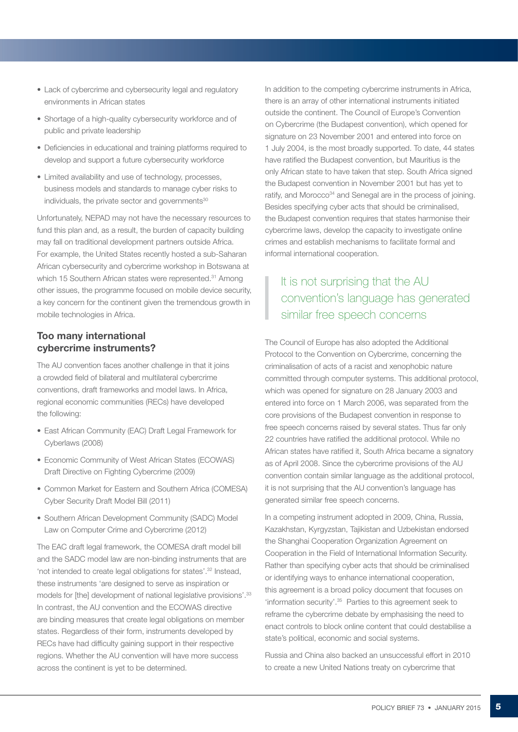- Lack of cybercrime and cybersecurity legal and regulatory environments in African states
- Shortage of a high-quality cybersecurity workforce and of public and private leadership
- Deficiencies in educational and training platforms required to develop and support a future cybersecurity workforce
- Limited availability and use of technology, processes, business models and standards to manage cyber risks to individuals, the private sector and governments[30]

Unfortunately, NEPAD may not have the necessary resources to fund this plan and, as a result, the burden of capacity building may fall on traditional development partners outside Africa. For example, the United States recently hosted a sub-Saharan African cybersecurity and cybercrime workshop in Botswana at which 15 Southern African states were represented.[31] Among other issues, the programme focused on mobile device security, a key concern for the continent given the tremendous growth in mobile technologies in Africa.

## Too many international cybercrime instruments?

The AU convention faces another challenge in that it joins a crowded field of bilateral and multilateral cybercrime conventions, draft frameworks and model laws. In Africa, regional economic communities (RECs) have developed the following:

- East African Community (EAC) Draft Legal Framework for Cyberlaws (2008)
- Economic Community of West African States (ECOWAS) Draft Directive on Fighting Cybercrime (2009)
- Common Market for Eastern and Southern Africa (COMESA) Cyber Security Draft Model Bill (2011)
- Southern African Development Community (SADC) Model Law on Computer Crime and Cybercrime (2012)

The EAC draft legal framework, the COMESA draft model bill and the SADC model law are non-binding instruments that are 'not intended to create legal obligations for states'.[32] Instead, these instruments 'are designed to serve as inspiration or models for [the] development of national legislative provisions'.[33] In contrast, the AU convention and the ECOWAS directive are binding measures that create legal obligations on member states. Regardless of their form, instruments developed by RECs have had difficulty gaining support in their respective regions. Whether the AU convention will have more success across the continent is yet to be determined.

In addition to the competing cybercrime instruments in Africa, there is an array of other international instruments initiated outside the continent. The Council of Europe's Convention on Cybercrime (the Budapest convention), which opened for signature on 23 November 2001 and entered into force on 1 July 2004, is the most broadly supported. To date, 44 states have ratified the Budapest convention, but Mauritius is the only African state to have taken that step. South Africa signed the Budapest convention in November 2001 but has yet to ratify, and Morocco[34] and Senegal are in the process of joining. Besides specifying cyber acts that should be criminalised, the Budapest convention requires that states harmonise their cybercrime laws, develop the capacity to investigate online crimes and establish mechanisms to facilitate formal and informal international cooperation.

> It is not surprising that the AU convention's language has generated similar free speech concerns

The Council of Europe has also adopted the Additional Protocol to the Convention on Cybercrime, concerning the criminalisation of acts of a racist and xenophobic nature committed through computer systems. This additional protocol, which was opened for signature on 28 January 2003 and entered into force on 1 March 2006, was separated from the core provisions of the Budapest convention in response to free speech concerns raised by several states. Thus far only 22 countries have ratified the additional protocol. While no African states have ratified it, South Africa became a signatory as of April 2008. Since the cybercrime provisions of the AU convention contain similar language as the additional protocol, it is not surprising that the AU convention's language has generated similar free speech concerns.

In a competing instrument adopted in 2009, China, Russia, Kazakhstan, Kyrgyzstan, Tajikistan and Uzbekistan endorsed the Shanghai Cooperation Organization Agreement on Cooperation in the Field of International Information Security. Rather than specifying cyber acts that should be criminalised or identifying ways to enhance international cooperation, this agreement is a broad policy document that focuses on 'information security'.[35] Parties to this agreement seek to reframe the cybercrime debate by emphasising the need to enact controls to block online content that could destabilise a state's political, economic and social systems.

Russia and China also backed an unsuccessful effort in 2010 to create a new United Nations treaty on cybercrime that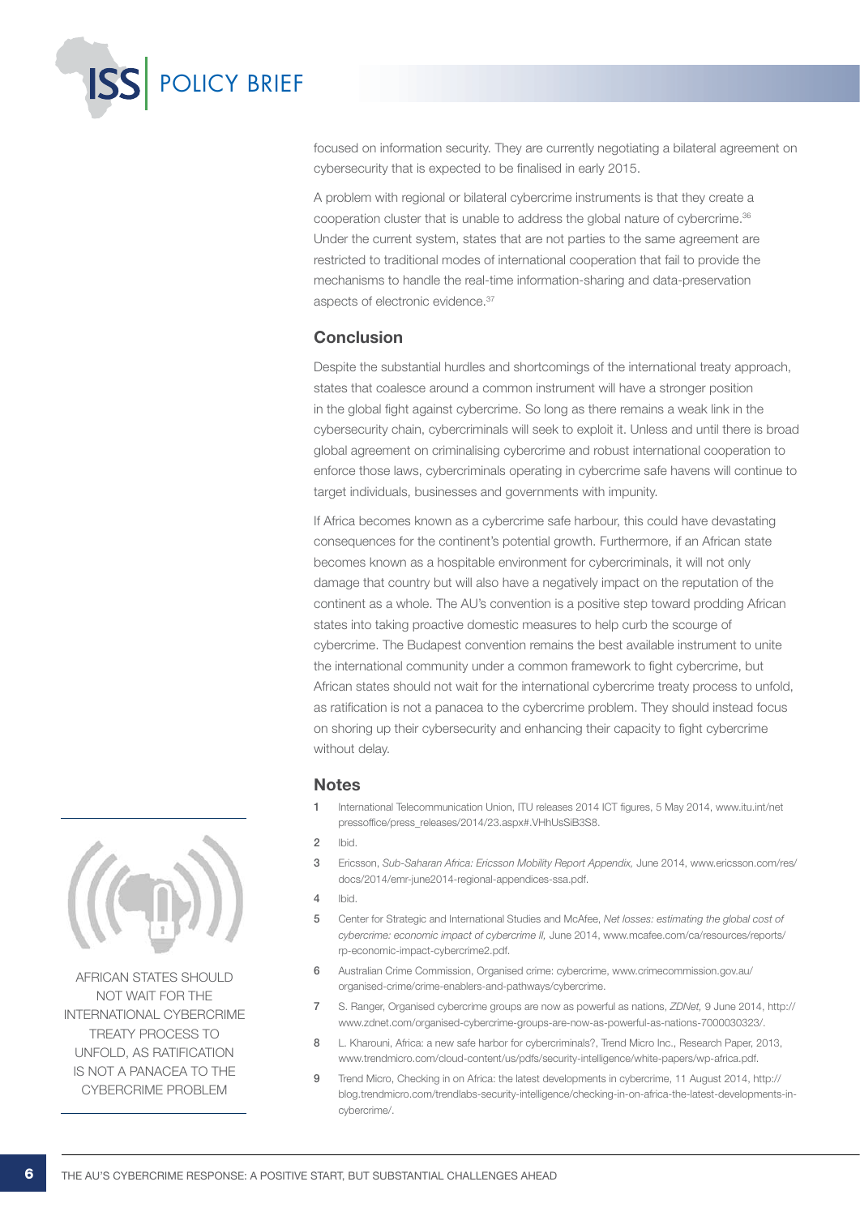focused on information security. They are currently negotiating a bilateral agreement on cybersecurity that is expected to be finalised in early 2015.

A problem with regional or bilateral cybercrime instruments is that they create a cooperation cluster that is unable to address the global nature of cybercrime.[36] Under the current system, states that are not parties to the same agreement are restricted to traditional modes of international cooperation that fail to provide the mechanisms to handle the real-time information-sharing and data-preservation aspects of electronic evidence.[37]

## Conclusion

Despite the substantial hurdles and shortcomings of the international treaty approach, states that coalesce around a common instrument will have a stronger position in the global fight against cybercrime. So long as there remains a weak link in the cybersecurity chain, cybercriminals will seek to exploit it. Unless and until there is broad global agreement on criminalising cybercrime and robust international cooperation to enforce those laws, cybercriminals operating in cybercrime safe havens will continue to target individuals, businesses and governments with impunity.

If Africa becomes known as a cybercrime safe harbour, this could have devastating consequences for the continent's potential growth. Furthermore, if an African state becomes known as a hospitable environment for cybercriminals, it will not only damage that country but will also have a negatively impact on the reputation of the continent as a whole. The AU's convention is a positive step toward prodding African states into taking proactive domestic measures to help curb the scourge of cybercrime. The Budapest convention remains the best available instrument to unite the international community under a common framework to fight cybercrime, but African states should not wait for the international cybercrime treaty process to unfold, as ratification is not a panacea to the cybercrime problem. They should instead focus on shoring up their cybersecurity and enhancing their capacity to fight cybercrime without delay.

AFRICAN STATES SHOULD NOT WAIT FOR THE INTERNATIONAL CYBERCRIME TREATY PROCESS TO UNFOLD, AS RATIFICATION IS NOT A PANACEA TO THE CYBERCRIME PROBLEM

## Notes

1. International Telecommunication Union, ITU releases 2014 ICT figures, 5 May 2014, www.itu.int/net pressoffice/press_releases/2014/23.aspx#.VHhUsSiB3S8.
2. Ibid.
3. Ericsson, *Sub-Saharan Africa: Ericsson Mobility Report Appendix,* June 2014, www.ericsson.com/res/docs/2014/emr-june2014-regional-appendices-ssa.pdf.
4. Ibid.
5. Center for Strategic and International Studies and McAfee, *Net losses: estimating the global cost of cybercrime: economic impact of cybercrime II,* June 2014, www.mcafee.com/ca/resources/reports/rp-economic-impact-cybercrime2.pdf.
6. Australian Crime Commission, Organised crime: cybercrime, www.crimecommission.gov.au/organised-crime/crime-enablers-and-pathways/cybercrime.
7. S. Ranger, Organised cybercrime groups are now as powerful as nations, *ZDNet,* 9 June 2014, http://www.zdnet.com/organised-cybercrime-groups-are-now-as-powerful-as-nations-7000030323/.
8. L. Kharouni, Africa: a new safe harbor for cybercriminals?, Trend Micro Inc., Research Paper, 2013, www.trendmicro.com/cloud-content/us/pdfs/security-intelligence/white-papers/wp-africa.pdf.
9. Trend Micro, Checking in on Africa: the latest developments in cybercrime, 11 August 2014, http://blog.trendmicro.com/trendlabs-security-intelligence/checking-in-on-africa-the-latest-developments-in-cybercrime/.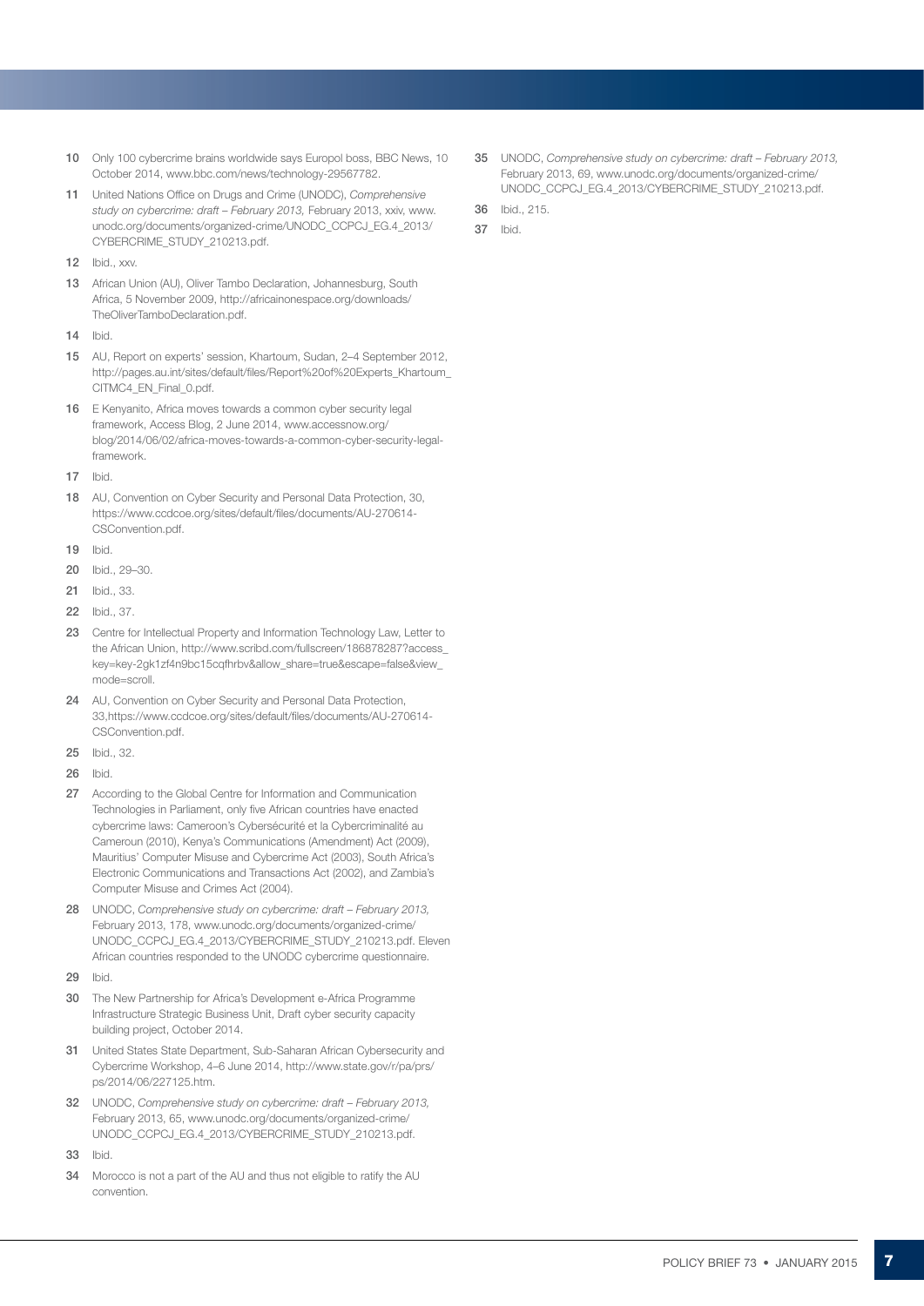10 Only 100 cybercrime brains worldwide says Europol boss, BBC News, 10 October 2014, www.bbc.com/news/technology-29567782.

11 United Nations Office on Drugs and Crime (UNODC), *Comprehensive study on cybercrime: draft – February 2013,* February 2013, xxiv, www.unodc.org/documents/organized-crime/UNODC_CCPCJ_EG.4_2013/CYBERCRIME_STUDY_210213.pdf.

12 Ibid., xxv.

13 African Union (AU), Oliver Tambo Declaration, Johannesburg, South Africa, 5 November 2009, http://africainonespace.org/downloads/TheOliverTamboDeclaration.pdf.

14 Ibid.

15 AU, Report on experts' session, Khartoum, Sudan, 2–4 September 2012, http://pages.au.int/sites/default/files/Report%20of%20Experts_Khartoum_CITMC4_EN_Final_0.pdf.

16 E Kenyanito, Africa moves towards a common cyber security legal framework, Access Blog, 2 June 2014, www.accessnow.org/blog/2014/06/02/africa-moves-towards-a-common-cyber-security-legal-framework.

17 Ibid.

18 AU, Convention on Cyber Security and Personal Data Protection, 30, https://www.ccdcoe.org/sites/default/files/documents/AU-270614-CSConvention.pdf.

19 Ibid.

20 Ibid., 29–30.

21 Ibid., 33.

22 Ibid., 37.

23 Centre for Intellectual Property and Information Technology Law, Letter to the African Union, http://www.scribd.com/fullscreen/186878287?access_key=key-2gk1zf4n9bc15cqfhrbv&allow_share=true&escape=false&view_mode=scroll.

24 AU, Convention on Cyber Security and Personal Data Protection, 33,https://www.ccdcoe.org/sites/default/files/documents/AU-270614-CSConvention.pdf.

25 Ibid., 32.

26 Ibid.

27 According to the Global Centre for Information and Communication Technologies in Parliament, only five African countries have enacted cybercrime laws: Cameroon's Cybersécurité et la Cybercriminalité au Cameroun (2010), Kenya's Communications (Amendment) Act (2009), Mauritius' Computer Misuse and Cybercrime Act (2003), South Africa's Electronic Communications and Transactions Act (2002), and Zambia's Computer Misuse and Crimes Act (2004).

28 UNODC, *Comprehensive study on cybercrime: draft – February 2013,* February 2013, 178, www.unodc.org/documents/organized-crime/UNODC_CCPCJ_EG.4_2013/CYBERCRIME_STUDY_210213.pdf. Eleven African countries responded to the UNODC cybercrime questionnaire.

29 Ibid.

30 The New Partnership for Africa's Development e-Africa Programme Infrastructure Strategic Business Unit, Draft cyber security capacity building project, October 2014.

31 United States State Department, Sub-Saharan African Cybersecurity and Cybercrime Workshop, 4–6 June 2014, http://www.state.gov/r/pa/prs/ps/2014/06/227125.htm.

32 UNODC, *Comprehensive study on cybercrime: draft – February 2013,* February 2013, 65, www.unodc.org/documents/organized-crime/UNODC_CCPCJ_EG.4_2013/CYBERCRIME_STUDY_210213.pdf.

33 Ibid.

34 Morocco is not a part of the AU and thus not eligible to ratify the AU convention.

35 UNODC, *Comprehensive study on cybercrime: draft – February 2013,* February 2013, 69, www.unodc.org/documents/organized-crime/UNODC_CCPCJ_EG.4_2013/CYBERCRIME_STUDY_210213.pdf.

36 Ibid., 215.

37 Ibid.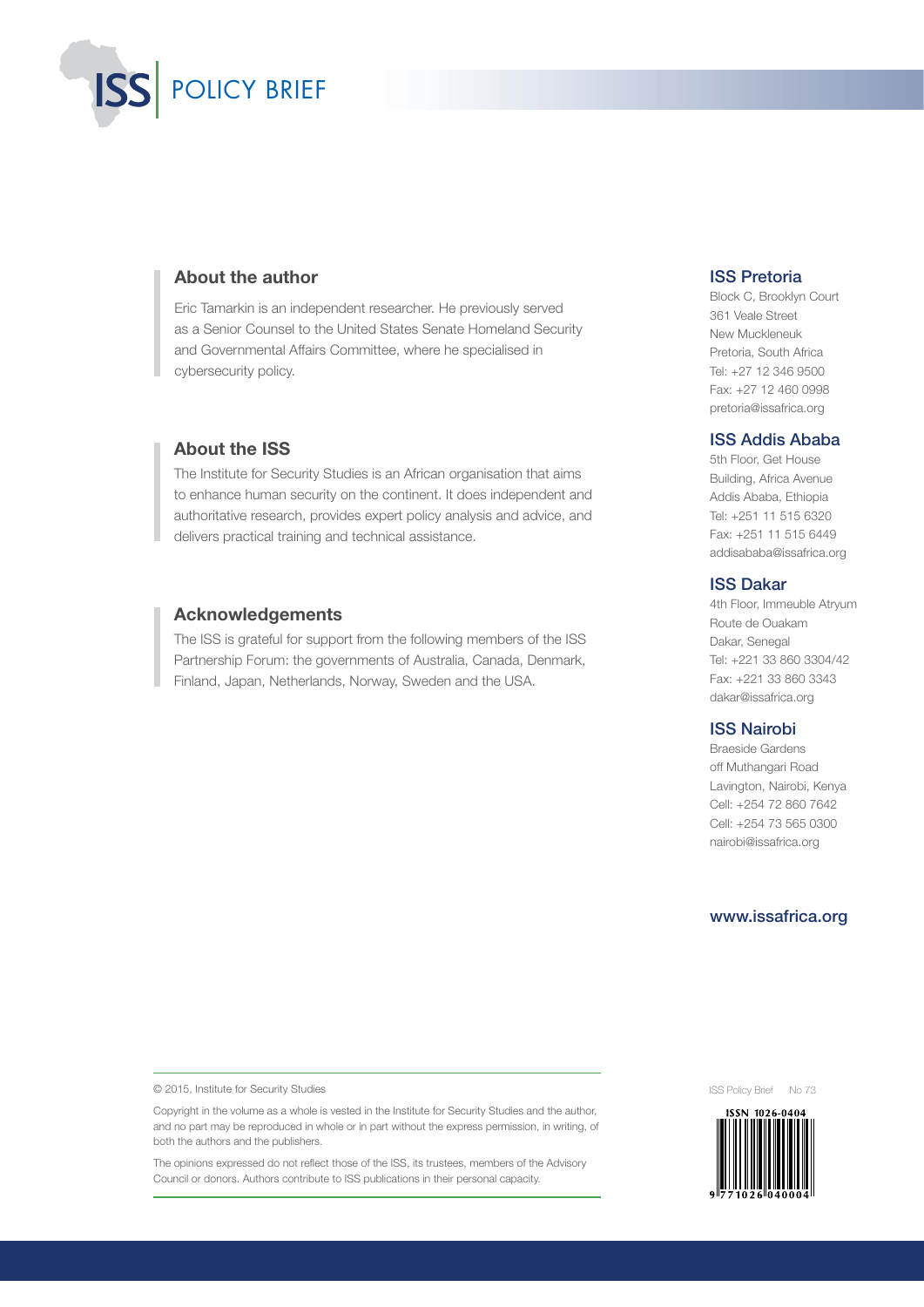ISS POLICY BRIEF

## About the author

Eric Tamarkin is an independent researcher. He previously served as a Senior Counsel to the United States Senate Homeland Security and Governmental Affairs Committee, where he specialised in cybersecurity policy.

## About the ISS

The Institute for Security Studies is an African organisation that aims to enhance human security on the continent. It does independent and authoritative research, provides expert policy analysis and advice, and delivers practical training and technical assistance.

## Acknowledgements

The ISS is grateful for support from the following members of the ISS Partnership Forum: the governments of Australia, Canada, Denmark, Finland, Japan, Netherlands, Norway, Sweden and the USA.

### ISS Pretoria

Block C, Brooklyn Court
361 Veale Street
New Muckleneuk
Pretoria, South Africa
Tel: +27 12 346 9500
Fax: +27 12 460 0998
pretoria@issafrica.org

### ISS Addis Ababa

5th Floor, Get House
Building, Africa Avenue
Addis Ababa, Ethiopia
Tel: +251 11 515 6320
Fax: +251 11 515 6449
addisababa@issafrica.org

### ISS Dakar

4th Floor, Immeuble Atryum
Route de Ouakam
Dakar, Senegal
Tel: +221 33 860 3304/42
Fax: +221 33 860 3343
dakar@issafrica.org

### ISS Nairobi

Braeside Gardens
off Muthangari Road
Lavington, Nairobi, Kenya
Cell: +254 72 860 7642
Cell: +254 73 565 0300
nairobi@issafrica.org

**www.issafrica.org**

© 2015, Institute for Security Studies

Copyright in the volume as a whole is vested in the Institute for Security Studies and the author, and no part may be reproduced in whole or in part without the express permission, in writing, of both the authors and the publishers.

The opinions expressed do not reflect those of the ISS, its trustees, members of the Advisory Council or donors. Authors contribute to ISS publications in their personal capacity.

ISS Policy Brief No 73

ISSN 1026-0404